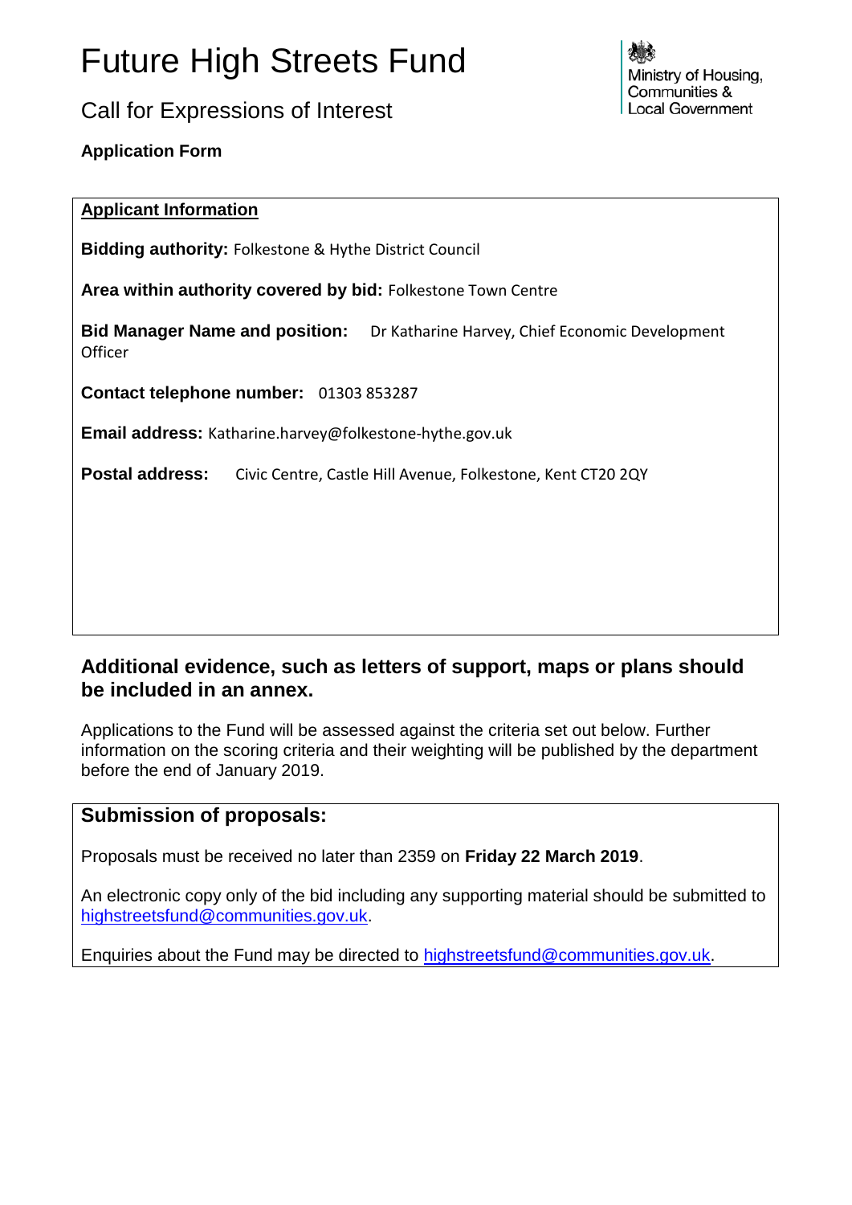# Future High Streets Fund

## Call for Expressions of Interest

**Application Form**

Ministry of Housing, Communities & Local Government

**Applicant Information**

**Bidding authority:** Folkestone & Hythe District Council

**Area within authority covered by bid:** Folkestone Town Centre

**Bid Manager Name and position:** Dr Katharine Harvey, Chief Economic Development Officer

**Contact telephone number:** 01303 853287

**Email address:** Katharine.harvey@folkestone-hythe.gov.uk

**Postal address:** Civic Centre, Castle Hill Avenue, Folkestone, Kent CT20 2QY

### Additional evidence, such as letters of support, maps or plans should be included in an annex.

Applications to the Fund will be assessed against the criteria set out below. Further information on the scoring criteria and their weighting will be published by the department before the end of January 2019.

### Submission of proposals:

Proposals must be received no later than 2359 on **Friday 22 March 2019**.

An electronic copy only of the bid including any supporting material should be submitted to highstreetsfund@communities.gov.uk.

Enquiries about the Fund may be directed to highstreetsfund@communities.gov.uk.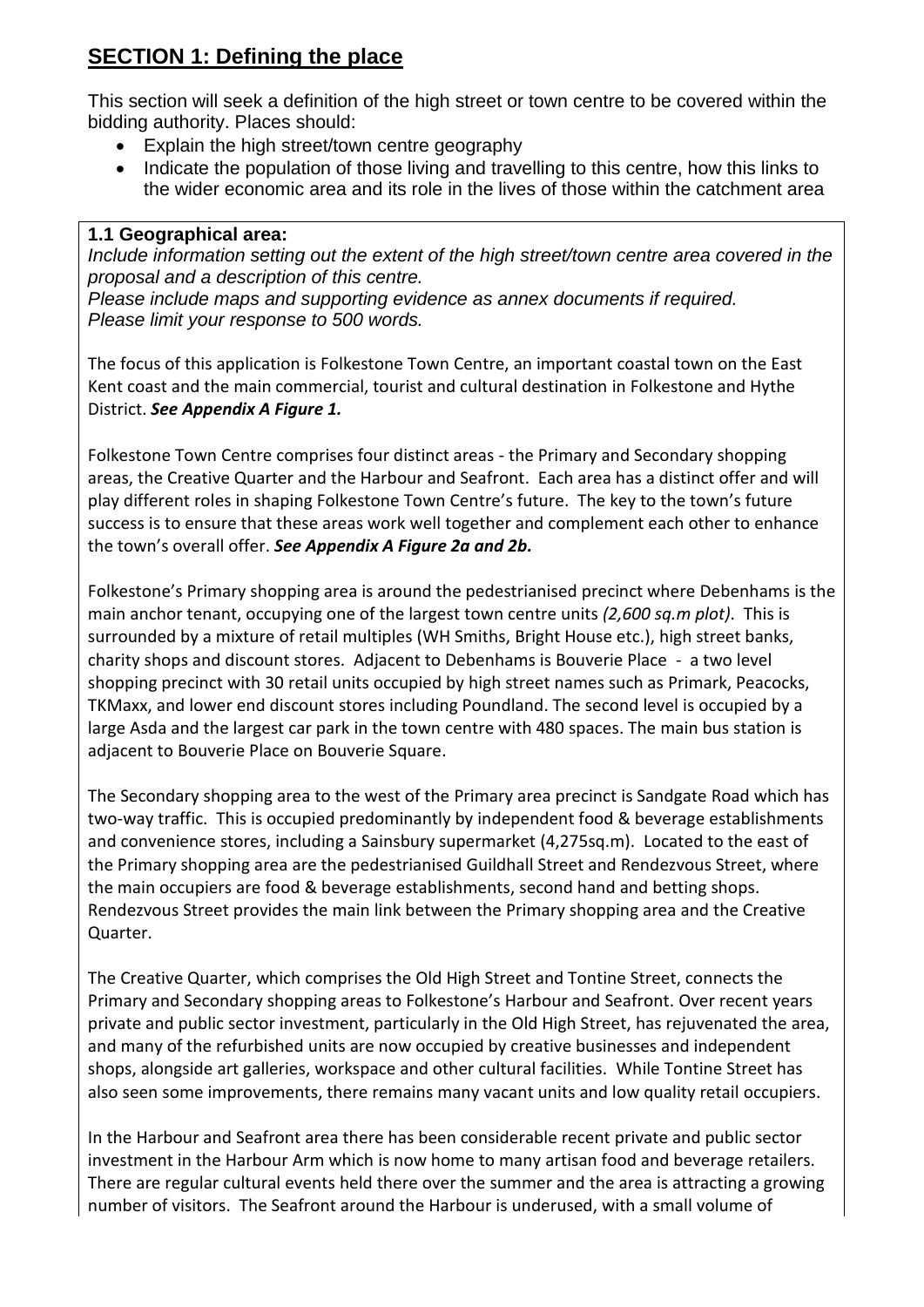## SECTION 1: Defining the place

This section will seek a definition of the high street or town centre to be covered within the bidding authority. Places should:

- Explain the high street/town centre geography
- Indicate the population of those living and travelling to this centre, how this links to the wider economic area and its role in the lives of those within the catchment area

### 1.1 Geographical area:

*Include information setting out the extent of the high street/town centre area covered in the proposal and a description of this centre.*
*Please include maps and supporting evidence as annex documents if required.*
*Please limit your response to 500 words.*

The focus of this application is Folkestone Town Centre, an important coastal town on the East Kent coast and the main commercial, tourist and cultural destination in Folkestone and Hythe District. ***See Appendix A Figure 1.***

Folkestone Town Centre comprises four distinct areas - the Primary and Secondary shopping areas, the Creative Quarter and the Harbour and Seafront. Each area has a distinct offer and will play different roles in shaping Folkestone Town Centre's future. The key to the town's future success is to ensure that these areas work well together and complement each other to enhance the town's overall offer. ***See Appendix A Figure 2a and 2b.***

Folkestone's Primary shopping area is around the pedestrianised precinct where Debenhams is the main anchor tenant, occupying one of the largest town centre units *(2,600 sq.m plot)*. This is surrounded by a mixture of retail multiples (WH Smiths, Bright House etc.), high street banks, charity shops and discount stores. Adjacent to Debenhams is Bouverie Place - a two level shopping precinct with 30 retail units occupied by high street names such as Primark, Peacocks, TKMaxx, and lower end discount stores including Poundland. The second level is occupied by a large Asda and the largest car park in the town centre with 480 spaces. The main bus station is adjacent to Bouverie Place on Bouverie Square.

The Secondary shopping area to the west of the Primary area precinct is Sandgate Road which has two-way traffic. This is occupied predominantly by independent food & beverage establishments and convenience stores, including a Sainsbury supermarket (4,275sq.m). Located to the east of the Primary shopping area are the pedestrianised Guildhall Street and Rendezvous Street, where the main occupiers are food & beverage establishments, second hand and betting shops. Rendezvous Street provides the main link between the Primary shopping area and the Creative Quarter.

The Creative Quarter, which comprises the Old High Street and Tontine Street, connects the Primary and Secondary shopping areas to Folkestone's Harbour and Seafront. Over recent years private and public sector investment, particularly in the Old High Street, has rejuvenated the area, and many of the refurbished units are now occupied by creative businesses and independent shops, alongside art galleries, workspace and other cultural facilities. While Tontine Street has also seen some improvements, there remains many vacant units and low quality retail occupiers.

In the Harbour and Seafront area there has been considerable recent private and public sector investment in the Harbour Arm which is now home to many artisan food and beverage retailers. There are regular cultural events held there over the summer and the area is attracting a growing number of visitors. The Seafront around the Harbour is underused, with a small volume of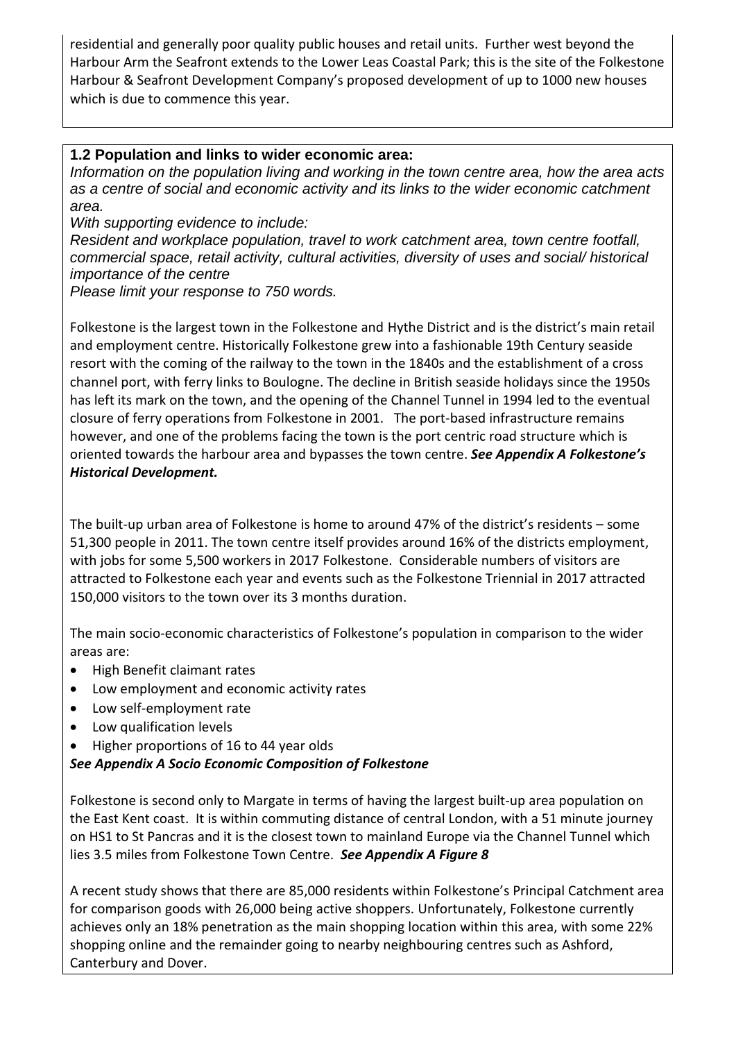residential and generally poor quality public houses and retail units. Further west beyond the Harbour Arm the Seafront extends to the Lower Leas Coastal Park; this is the site of the Folkestone Harbour & Seafront Development Company's proposed development of up to 1000 new houses which is due to commence this year.

### 1.2 Population and links to wider economic area:

*Information on the population living and working in the town centre area, how the area acts as a centre of social and economic activity and its links to the wider economic catchment area.*

*With supporting evidence to include:*

*Resident and workplace population, travel to work catchment area, town centre footfall, commercial space, retail activity, cultural activities, diversity of uses and social/ historical importance of the centre*

*Please limit your response to 750 words.*

Folkestone is the largest town in the Folkestone and Hythe District and is the district's main retail and employment centre. Historically Folkestone grew into a fashionable 19th Century seaside resort with the coming of the railway to the town in the 1840s and the establishment of a cross channel port, with ferry links to Boulogne. The decline in British seaside holidays since the 1950s has left its mark on the town, and the opening of the Channel Tunnel in 1994 led to the eventual closure of ferry operations from Folkestone in 2001. The port-based infrastructure remains however, and one of the problems facing the town is the port centric road structure which is oriented towards the harbour area and bypasses the town centre. ***See Appendix A Folkestone's Historical Development.***

The built-up urban area of Folkestone is home to around 47% of the district's residents – some 51,300 people in 2011. The town centre itself provides around 16% of the districts employment, with jobs for some 5,500 workers in 2017 Folkestone. Considerable numbers of visitors are attracted to Folkestone each year and events such as the Folkestone Triennial in 2017 attracted 150,000 visitors to the town over its 3 months duration.

The main socio-economic characteristics of Folkestone's population in comparison to the wider areas are:

- High Benefit claimant rates
- Low employment and economic activity rates
- Low self-employment rate
- Low qualification levels
- Higher proportions of 16 to 44 year olds

***See Appendix A Socio Economic Composition of Folkestone***

Folkestone is second only to Margate in terms of having the largest built-up area population on the East Kent coast. It is within commuting distance of central London, with a 51 minute journey on HS1 to St Pancras and it is the closest town to mainland Europe via the Channel Tunnel which lies 3.5 miles from Folkestone Town Centre. ***See Appendix A Figure 8***

A recent study shows that there are 85,000 residents within Folkestone's Principal Catchment area for comparison goods with 26,000 being active shoppers. Unfortunately, Folkestone currently achieves only an 18% penetration as the main shopping location within this area, with some 22% shopping online and the remainder going to nearby neighbouring centres such as Ashford, Canterbury and Dover.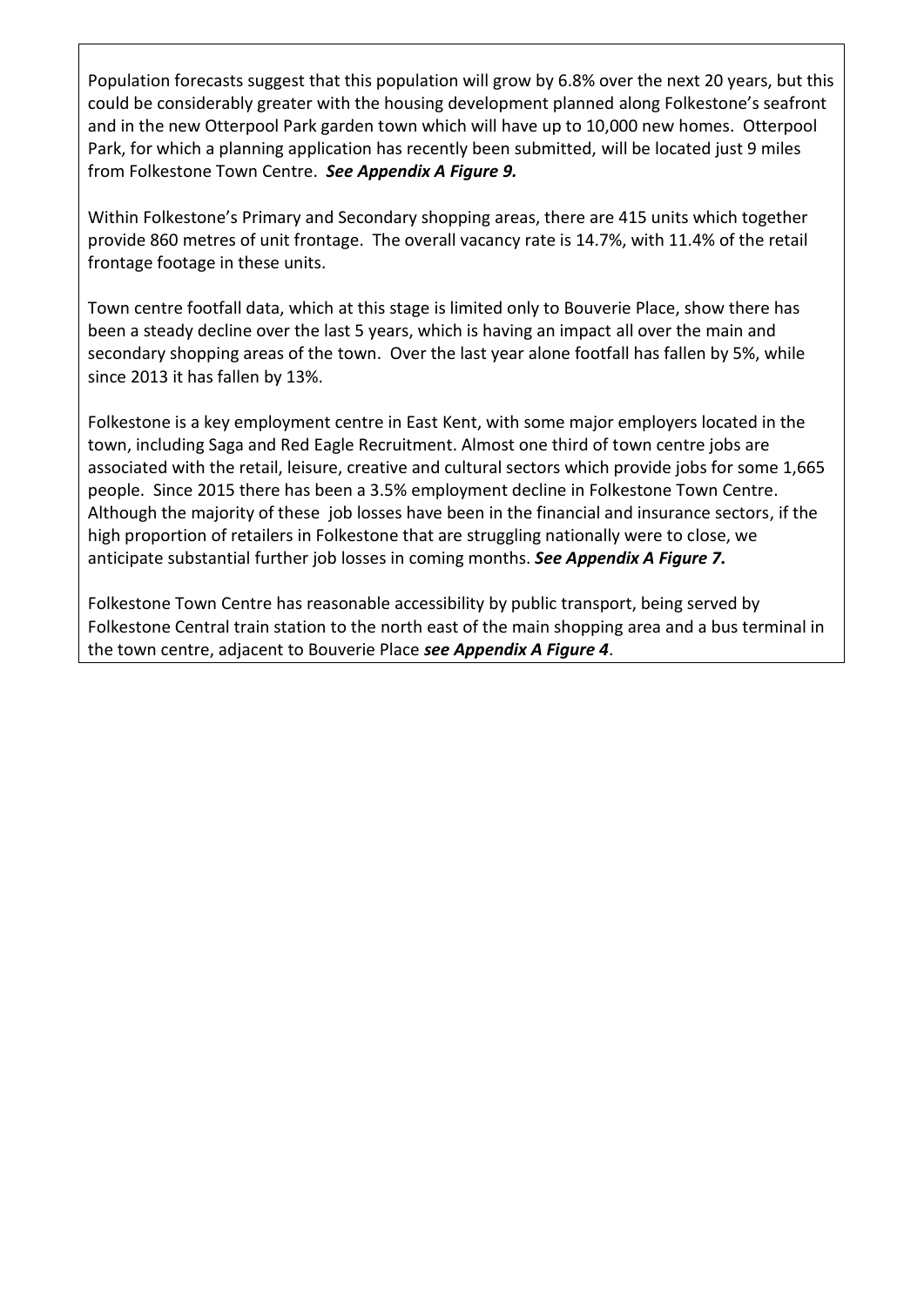Population forecasts suggest that this population will grow by 6.8% over the next 20 years, but this could be considerably greater with the housing development planned along Folkestone's seafront and in the new Otterpool Park garden town which will have up to 10,000 new homes. Otterpool Park, for which a planning application has recently been submitted, will be located just 9 miles from Folkestone Town Centre. ***See Appendix A Figure 9.***

Within Folkestone's Primary and Secondary shopping areas, there are 415 units which together provide 860 metres of unit frontage. The overall vacancy rate is 14.7%, with 11.4% of the retail frontage footage in these units.

Town centre footfall data, which at this stage is limited only to Bouverie Place, show there has been a steady decline over the last 5 years, which is having an impact all over the main and secondary shopping areas of the town. Over the last year alone footfall has fallen by 5%, while since 2013 it has fallen by 13%.

Folkestone is a key employment centre in East Kent, with some major employers located in the town, including Saga and Red Eagle Recruitment. Almost one third of town centre jobs are associated with the retail, leisure, creative and cultural sectors which provide jobs for some 1,665 people. Since 2015 there has been a 3.5% employment decline in Folkestone Town Centre. Although the majority of these job losses have been in the financial and insurance sectors, if the high proportion of retailers in Folkestone that are struggling nationally were to close, we anticipate substantial further job losses in coming months. ***See Appendix A Figure 7.***

Folkestone Town Centre has reasonable accessibility by public transport, being served by Folkestone Central train station to the north east of the main shopping area and a bus terminal in the town centre, adjacent to Bouverie Place ***see Appendix A Figure 4***.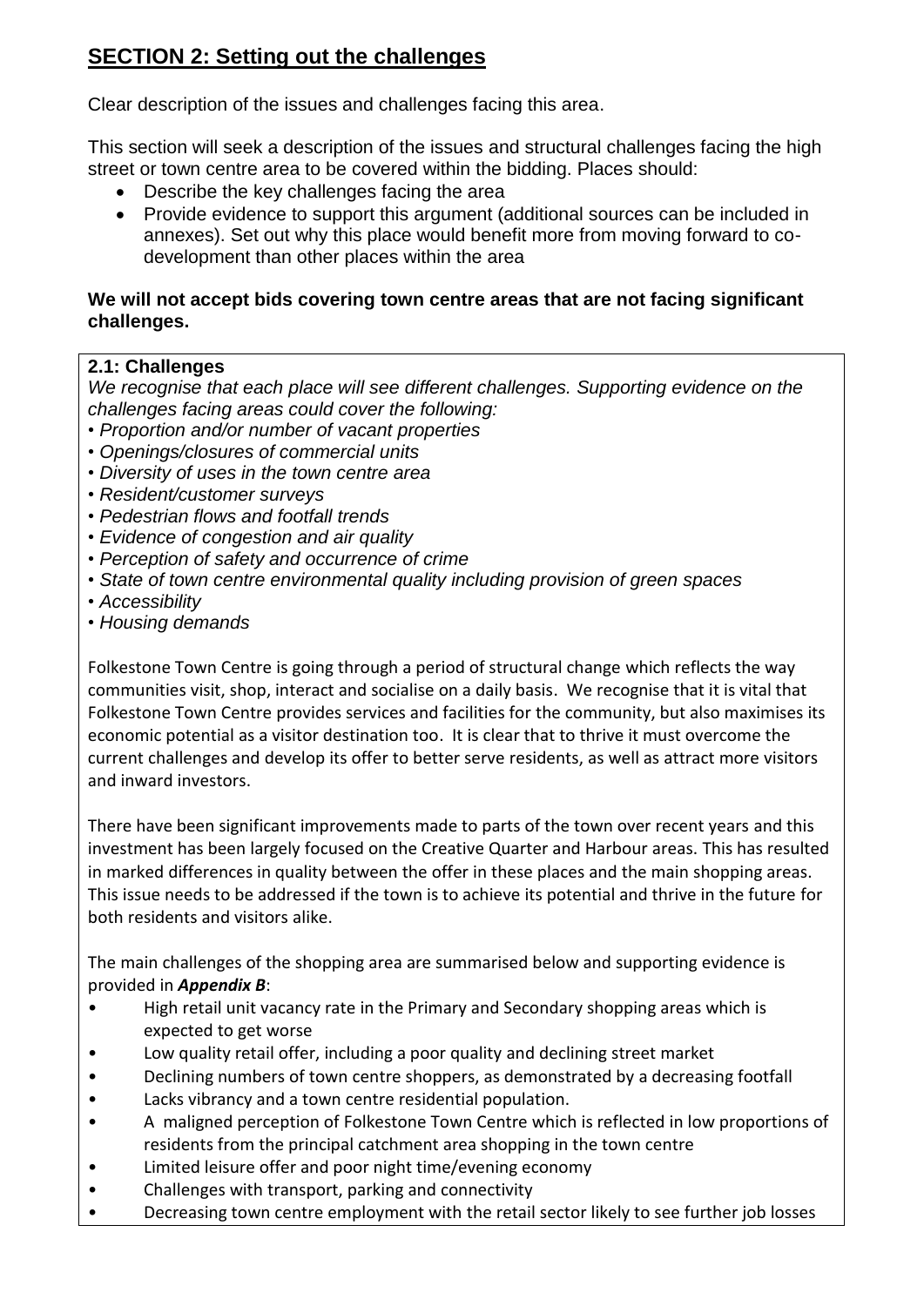## **SECTION 2: Setting out the challenges**

Clear description of the issues and challenges facing this area.

This section will seek a description of the issues and structural challenges facing the high street or town centre area to be covered within the bidding. Places should:

- Describe the key challenges facing the area
- Provide evidence to support this argument (additional sources can be included in annexes). Set out why this place would benefit more from moving forward to co-development than other places within the area

**We will not accept bids covering town centre areas that are not facing significant challenges.**

**2.1: Challenges**

*We recognise that each place will see different challenges. Supporting evidence on the challenges facing areas could cover the following:*

- *Proportion and/or number of vacant properties*
- *Openings/closures of commercial units*
- *Diversity of uses in the town centre area*
- *Resident/customer surveys*
- *Pedestrian flows and footfall trends*
- *Evidence of congestion and air quality*
- *Perception of safety and occurrence of crime*
- *State of town centre environmental quality including provision of green spaces*
- *Accessibility*
- *Housing demands*

Folkestone Town Centre is going through a period of structural change which reflects the way communities visit, shop, interact and socialise on a daily basis. We recognise that it is vital that Folkestone Town Centre provides services and facilities for the community, but also maximises its economic potential as a visitor destination too. It is clear that to thrive it must overcome the current challenges and develop its offer to better serve residents, as well as attract more visitors and inward investors.

There have been significant improvements made to parts of the town over recent years and this investment has been largely focused on the Creative Quarter and Harbour areas. This has resulted in marked differences in quality between the offer in these places and the main shopping areas. This issue needs to be addressed if the town is to achieve its potential and thrive in the future for both residents and visitors alike.

The main challenges of the shopping area are summarised below and supporting evidence is provided in ***Appendix B***:

- High retail unit vacancy rate in the Primary and Secondary shopping areas which is expected to get worse
- Low quality retail offer, including a poor quality and declining street market
- Declining numbers of town centre shoppers, as demonstrated by a decreasing footfall
- Lacks vibrancy and a town centre residential population.
- A maligned perception of Folkestone Town Centre which is reflected in low proportions of residents from the principal catchment area shopping in the town centre
- Limited leisure offer and poor night time/evening economy
- Challenges with transport, parking and connectivity
- Decreasing town centre employment with the retail sector likely to see further job losses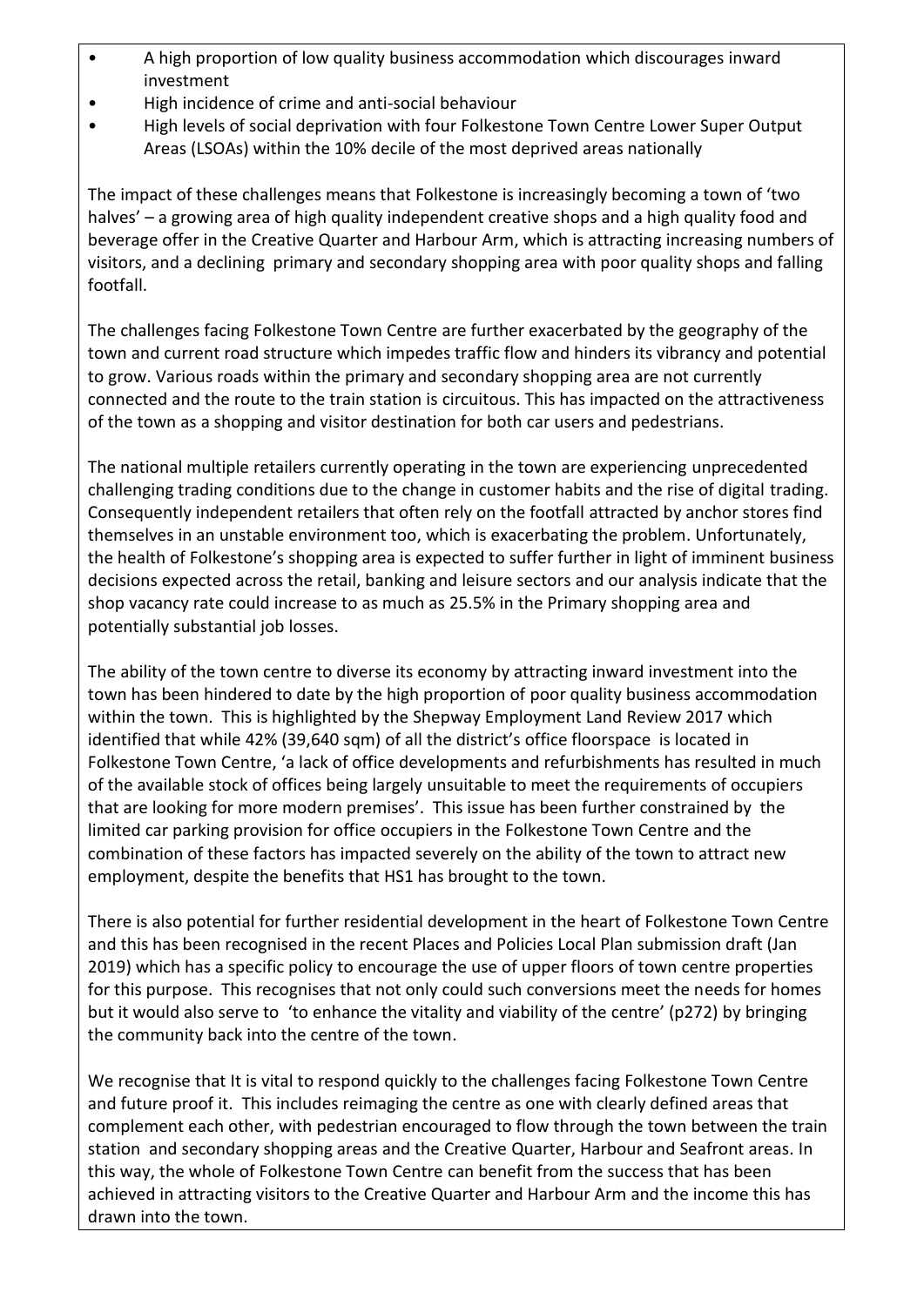- A high proportion of low quality business accommodation which discourages inward investment
- High incidence of crime and anti-social behaviour
- High levels of social deprivation with four Folkestone Town Centre Lower Super Output Areas (LSOAs) within the 10% decile of the most deprived areas nationally

The impact of these challenges means that Folkestone is increasingly becoming a town of 'two halves' – a growing area of high quality independent creative shops and a high quality food and beverage offer in the Creative Quarter and Harbour Arm, which is attracting increasing numbers of visitors, and a declining primary and secondary shopping area with poor quality shops and falling footfall.

The challenges facing Folkestone Town Centre are further exacerbated by the geography of the town and current road structure which impedes traffic flow and hinders its vibrancy and potential to grow. Various roads within the primary and secondary shopping area are not currently connected and the route to the train station is circuitous. This has impacted on the attractiveness of the town as a shopping and visitor destination for both car users and pedestrians.

The national multiple retailers currently operating in the town are experiencing unprecedented challenging trading conditions due to the change in customer habits and the rise of digital trading. Consequently independent retailers that often rely on the footfall attracted by anchor stores find themselves in an unstable environment too, which is exacerbating the problem. Unfortunately, the health of Folkestone's shopping area is expected to suffer further in light of imminent business decisions expected across the retail, banking and leisure sectors and our analysis indicate that the shop vacancy rate could increase to as much as 25.5% in the Primary shopping area and potentially substantial job losses.

The ability of the town centre to diverse its economy by attracting inward investment into the town has been hindered to date by the high proportion of poor quality business accommodation within the town. This is highlighted by the Shepway Employment Land Review 2017 which identified that while 42% (39,640 sqm) of all the district's office floorspace is located in Folkestone Town Centre, 'a lack of office developments and refurbishments has resulted in much of the available stock of offices being largely unsuitable to meet the requirements of occupiers that are looking for more modern premises'. This issue has been further constrained by the limited car parking provision for office occupiers in the Folkestone Town Centre and the combination of these factors has impacted severely on the ability of the town to attract new employment, despite the benefits that HS1 has brought to the town.

There is also potential for further residential development in the heart of Folkestone Town Centre and this has been recognised in the recent Places and Policies Local Plan submission draft (Jan 2019) which has a specific policy to encourage the use of upper floors of town centre properties for this purpose. This recognises that not only could such conversions meet the needs for homes but it would also serve to 'to enhance the vitality and viability of the centre' (p272) by bringing the community back into the centre of the town.

We recognise that It is vital to respond quickly to the challenges facing Folkestone Town Centre and future proof it. This includes reimaging the centre as one with clearly defined areas that complement each other, with pedestrian encouraged to flow through the town between the train station and secondary shopping areas and the Creative Quarter, Harbour and Seafront areas. In this way, the whole of Folkestone Town Centre can benefit from the success that has been achieved in attracting visitors to the Creative Quarter and Harbour Arm and the income this has drawn into the town.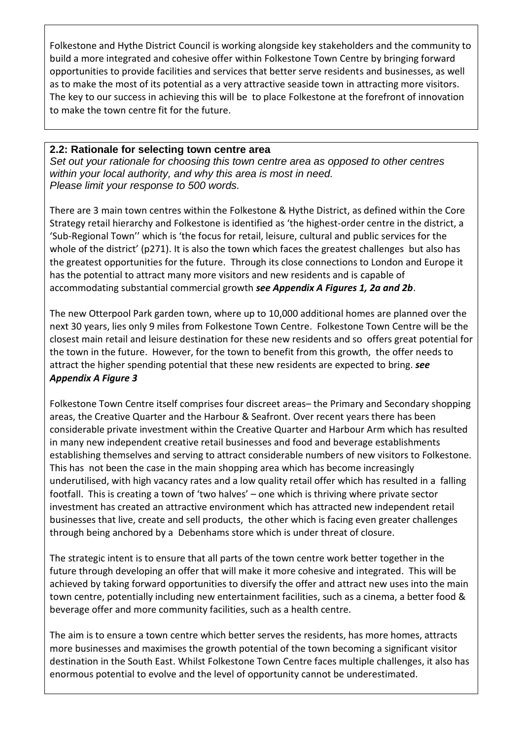Folkestone and Hythe District Council is working alongside key stakeholders and the community to build a more integrated and cohesive offer within Folkestone Town Centre by bringing forward opportunities to provide facilities and services that better serve residents and businesses, as well as to make the most of its potential as a very attractive seaside town in attracting more visitors. The key to our success in achieving this will be to place Folkestone at the forefront of innovation to make the town centre fit for the future.

### 2.2: Rationale for selecting town centre area

*Set out your rationale for choosing this town centre area as opposed to other centres within your local authority, and why this area is most in need.*
*Please limit your response to 500 words.*

There are 3 main town centres within the Folkestone & Hythe District, as defined within the Core Strategy retail hierarchy and Folkestone is identified as 'the highest-order centre in the district, a 'Sub-Regional Town'' which is 'the focus for retail, leisure, cultural and public services for the whole of the district' (p271). It is also the town which faces the greatest challenges but also has the greatest opportunities for the future. Through its close connections to London and Europe it has the potential to attract many more visitors and new residents and is capable of accommodating substantial commercial growth ***see Appendix A Figures 1, 2a and 2b***.

The new Otterpool Park garden town, where up to 10,000 additional homes are planned over the next 30 years, lies only 9 miles from Folkestone Town Centre. Folkestone Town Centre will be the closest main retail and leisure destination for these new residents and so offers great potential for the town in the future. However, for the town to benefit from this growth, the offer needs to attract the higher spending potential that these new residents are expected to bring. ***see Appendix A Figure 3***

Folkestone Town Centre itself comprises four discreet areas– the Primary and Secondary shopping areas, the Creative Quarter and the Harbour & Seafront. Over recent years there has been considerable private investment within the Creative Quarter and Harbour Arm which has resulted in many new independent creative retail businesses and food and beverage establishments establishing themselves and serving to attract considerable numbers of new visitors to Folkestone. This has not been the case in the main shopping area which has become increasingly underutilised, with high vacancy rates and a low quality retail offer which has resulted in a falling footfall. This is creating a town of 'two halves' – one which is thriving where private sector investment has created an attractive environment which has attracted new independent retail businesses that live, create and sell products, the other which is facing even greater challenges through being anchored by a Debenhams store which is under threat of closure.

The strategic intent is to ensure that all parts of the town centre work better together in the future through developing an offer that will make it more cohesive and integrated. This will be achieved by taking forward opportunities to diversify the offer and attract new uses into the main town centre, potentially including new entertainment facilities, such as a cinema, a better food & beverage offer and more community facilities, such as a health centre.

The aim is to ensure a town centre which better serves the residents, has more homes, attracts more businesses and maximises the growth potential of the town becoming a significant visitor destination in the South East. Whilst Folkestone Town Centre faces multiple challenges, it also has enormous potential to evolve and the level of opportunity cannot be underestimated.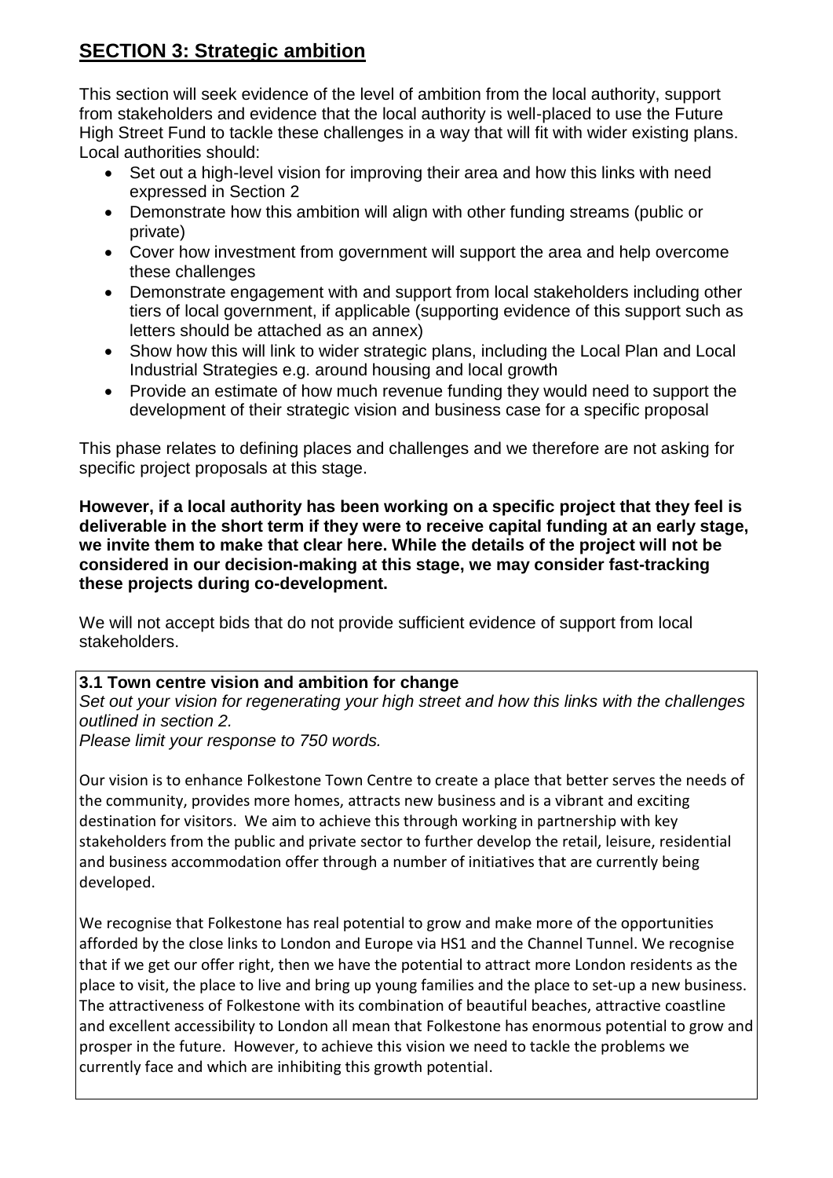## SECTION 3: Strategic ambition

This section will seek evidence of the level of ambition from the local authority, support from stakeholders and evidence that the local authority is well-placed to use the Future High Street Fund to tackle these challenges in a way that will fit with wider existing plans. Local authorities should:

- Set out a high-level vision for improving their area and how this links with need expressed in Section 2
- Demonstrate how this ambition will align with other funding streams (public or private)
- Cover how investment from government will support the area and help overcome these challenges
- Demonstrate engagement with and support from local stakeholders including other tiers of local government, if applicable (supporting evidence of this support such as letters should be attached as an annex)
- Show how this will link to wider strategic plans, including the Local Plan and Local Industrial Strategies e.g. around housing and local growth
- Provide an estimate of how much revenue funding they would need to support the development of their strategic vision and business case for a specific proposal

This phase relates to defining places and challenges and we therefore are not asking for specific project proposals at this stage.

**However, if a local authority has been working on a specific project that they feel is deliverable in the short term if they were to receive capital funding at an early stage, we invite them to make that clear here. While the details of the project will not be considered in our decision-making at this stage, we may consider fast-tracking these projects during co-development.**

We will not accept bids that do not provide sufficient evidence of support from local stakeholders.

**3.1 Town centre vision and ambition for change**

*Set out your vision for regenerating your high street and how this links with the challenges outlined in section 2.*

*Please limit your response to 750 words.*

Our vision is to enhance Folkestone Town Centre to create a place that better serves the needs of the community, provides more homes, attracts new business and is a vibrant and exciting destination for visitors. We aim to achieve this through working in partnership with key stakeholders from the public and private sector to further develop the retail, leisure, residential and business accommodation offer through a number of initiatives that are currently being developed.

We recognise that Folkestone has real potential to grow and make more of the opportunities afforded by the close links to London and Europe via HS1 and the Channel Tunnel. We recognise that if we get our offer right, then we have the potential to attract more London residents as the place to visit, the place to live and bring up young families and the place to set-up a new business. The attractiveness of Folkestone with its combination of beautiful beaches, attractive coastline and excellent accessibility to London all mean that Folkestone has enormous potential to grow and prosper in the future. However, to achieve this vision we need to tackle the problems we currently face and which are inhibiting this growth potential.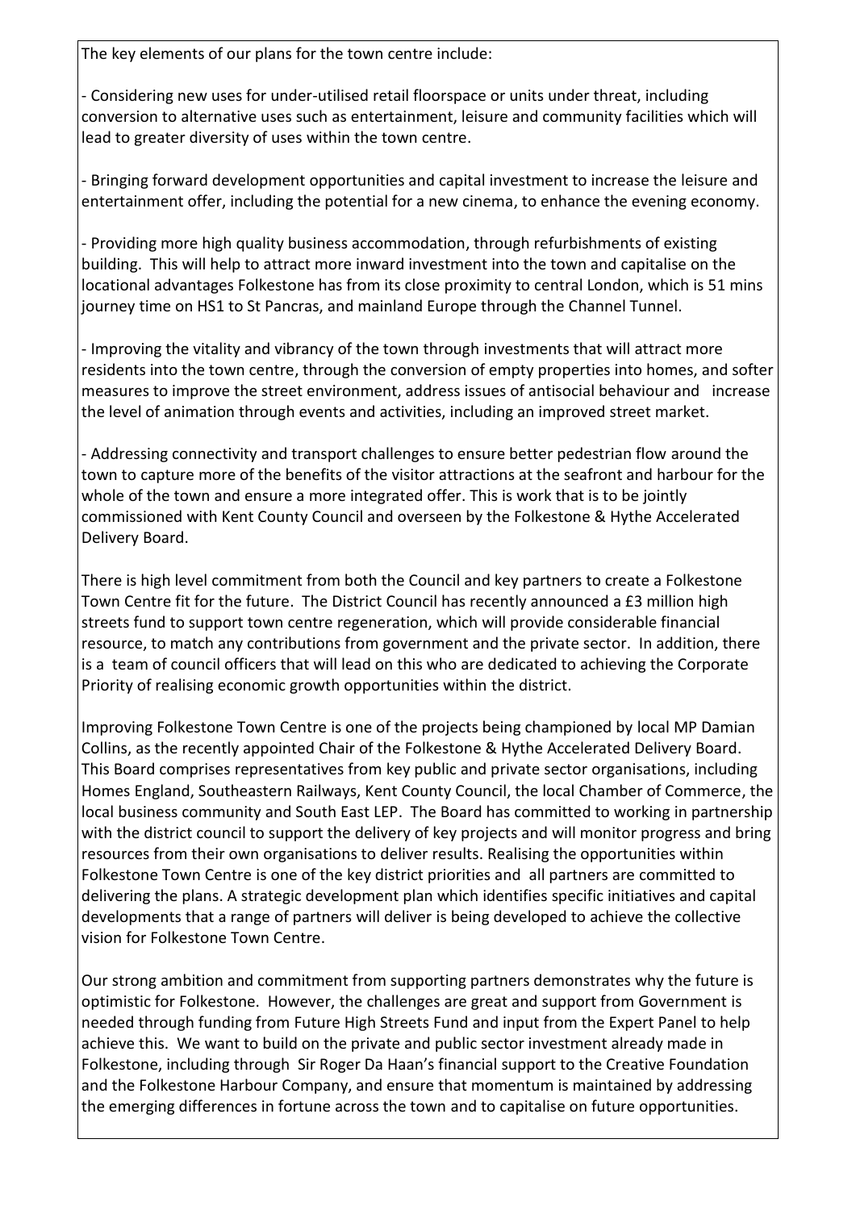The key elements of our plans for the town centre include:

- Considering new uses for under-utilised retail floorspace or units under threat, including conversion to alternative uses such as entertainment, leisure and community facilities which will lead to greater diversity of uses within the town centre.

- Bringing forward development opportunities and capital investment to increase the leisure and entertainment offer, including the potential for a new cinema, to enhance the evening economy.

- Providing more high quality business accommodation, through refurbishments of existing building. This will help to attract more inward investment into the town and capitalise on the locational advantages Folkestone has from its close proximity to central London, which is 51 mins journey time on HS1 to St Pancras, and mainland Europe through the Channel Tunnel.

- Improving the vitality and vibrancy of the town through investments that will attract more residents into the town centre, through the conversion of empty properties into homes, and softer measures to improve the street environment, address issues of antisocial behaviour and increase the level of animation through events and activities, including an improved street market.

- Addressing connectivity and transport challenges to ensure better pedestrian flow around the town to capture more of the benefits of the visitor attractions at the seafront and harbour for the whole of the town and ensure a more integrated offer. This is work that is to be jointly commissioned with Kent County Council and overseen by the Folkestone & Hythe Accelerated Delivery Board.

There is high level commitment from both the Council and key partners to create a Folkestone Town Centre fit for the future. The District Council has recently announced a £3 million high streets fund to support town centre regeneration, which will provide considerable financial resource, to match any contributions from government and the private sector. In addition, there is a team of council officers that will lead on this who are dedicated to achieving the Corporate Priority of realising economic growth opportunities within the district.

Improving Folkestone Town Centre is one of the projects being championed by local MP Damian Collins, as the recently appointed Chair of the Folkestone & Hythe Accelerated Delivery Board. This Board comprises representatives from key public and private sector organisations, including Homes England, Southeastern Railways, Kent County Council, the local Chamber of Commerce, the local business community and South East LEP. The Board has committed to working in partnership with the district council to support the delivery of key projects and will monitor progress and bring resources from their own organisations to deliver results. Realising the opportunities within Folkestone Town Centre is one of the key district priorities and all partners are committed to delivering the plans. A strategic development plan which identifies specific initiatives and capital developments that a range of partners will deliver is being developed to achieve the collective vision for Folkestone Town Centre.

Our strong ambition and commitment from supporting partners demonstrates why the future is optimistic for Folkestone. However, the challenges are great and support from Government is needed through funding from Future High Streets Fund and input from the Expert Panel to help achieve this. We want to build on the private and public sector investment already made in Folkestone, including through Sir Roger Da Haan's financial support to the Creative Foundation and the Folkestone Harbour Company, and ensure that momentum is maintained by addressing the emerging differences in fortune across the town and to capitalise on future opportunities.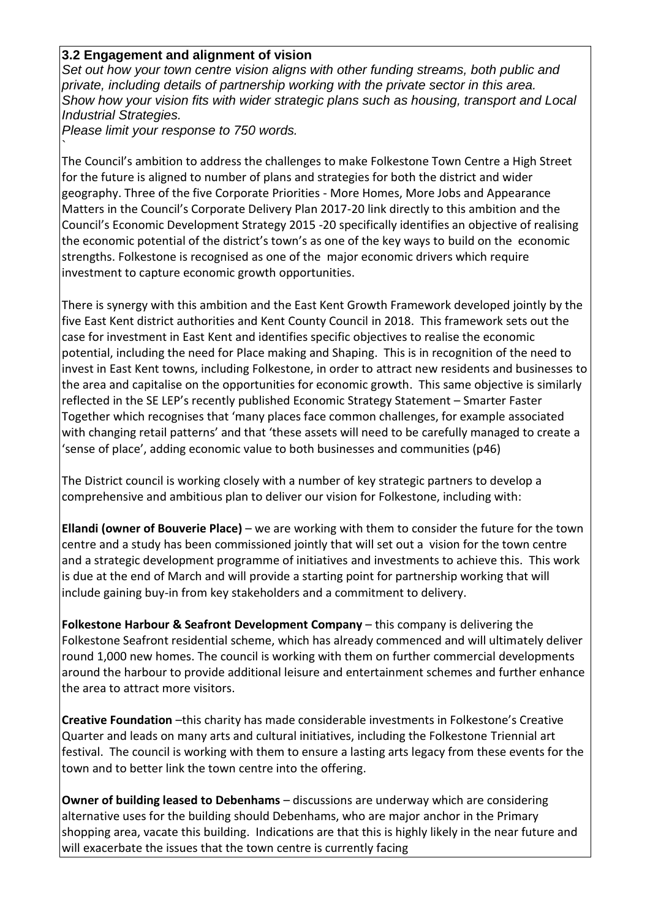### 3.2 Engagement and alignment of vision

*Set out how your town centre vision aligns with other funding streams, both public and private, including details of partnership working with the private sector in this area. Show how your vision fits with wider strategic plans such as housing, transport and Local Industrial Strategies.*

*Please limit your response to 750 words.*

`

The Council's ambition to address the challenges to make Folkestone Town Centre a High Street for the future is aligned to number of plans and strategies for both the district and wider geography. Three of the five Corporate Priorities - More Homes, More Jobs and Appearance Matters in the Council's Corporate Delivery Plan 2017-20 link directly to this ambition and the Council's Economic Development Strategy 2015 -20 specifically identifies an objective of realising the economic potential of the district's town's as one of the key ways to build on the economic strengths. Folkestone is recognised as one of the major economic drivers which require investment to capture economic growth opportunities.

There is synergy with this ambition and the East Kent Growth Framework developed jointly by the five East Kent district authorities and Kent County Council in 2018. This framework sets out the case for investment in East Kent and identifies specific objectives to realise the economic potential, including the need for Place making and Shaping. This is in recognition of the need to invest in East Kent towns, including Folkestone, in order to attract new residents and businesses to the area and capitalise on the opportunities for economic growth. This same objective is similarly reflected in the SE LEP's recently published Economic Strategy Statement – Smarter Faster Together which recognises that 'many places face common challenges, for example associated with changing retail patterns' and that 'these assets will need to be carefully managed to create a 'sense of place', adding economic value to both businesses and communities (p46)

The District council is working closely with a number of key strategic partners to develop a comprehensive and ambitious plan to deliver our vision for Folkestone, including with:

**Ellandi (owner of Bouverie Place)** – we are working with them to consider the future for the town centre and a study has been commissioned jointly that will set out a vision for the town centre and a strategic development programme of initiatives and investments to achieve this. This work is due at the end of March and will provide a starting point for partnership working that will include gaining buy-in from key stakeholders and a commitment to delivery.

**Folkestone Harbour & Seafront Development Company** – this company is delivering the Folkestone Seafront residential scheme, which has already commenced and will ultimately deliver round 1,000 new homes. The council is working with them on further commercial developments around the harbour to provide additional leisure and entertainment schemes and further enhance the area to attract more visitors.

**Creative Foundation** –this charity has made considerable investments in Folkestone's Creative Quarter and leads on many arts and cultural initiatives, including the Folkestone Triennial art festival. The council is working with them to ensure a lasting arts legacy from these events for the town and to better link the town centre into the offering.

**Owner of building leased to Debenhams** – discussions are underway which are considering alternative uses for the building should Debenhams, who are major anchor in the Primary shopping area, vacate this building. Indications are that this is highly likely in the near future and will exacerbate the issues that the town centre is currently facing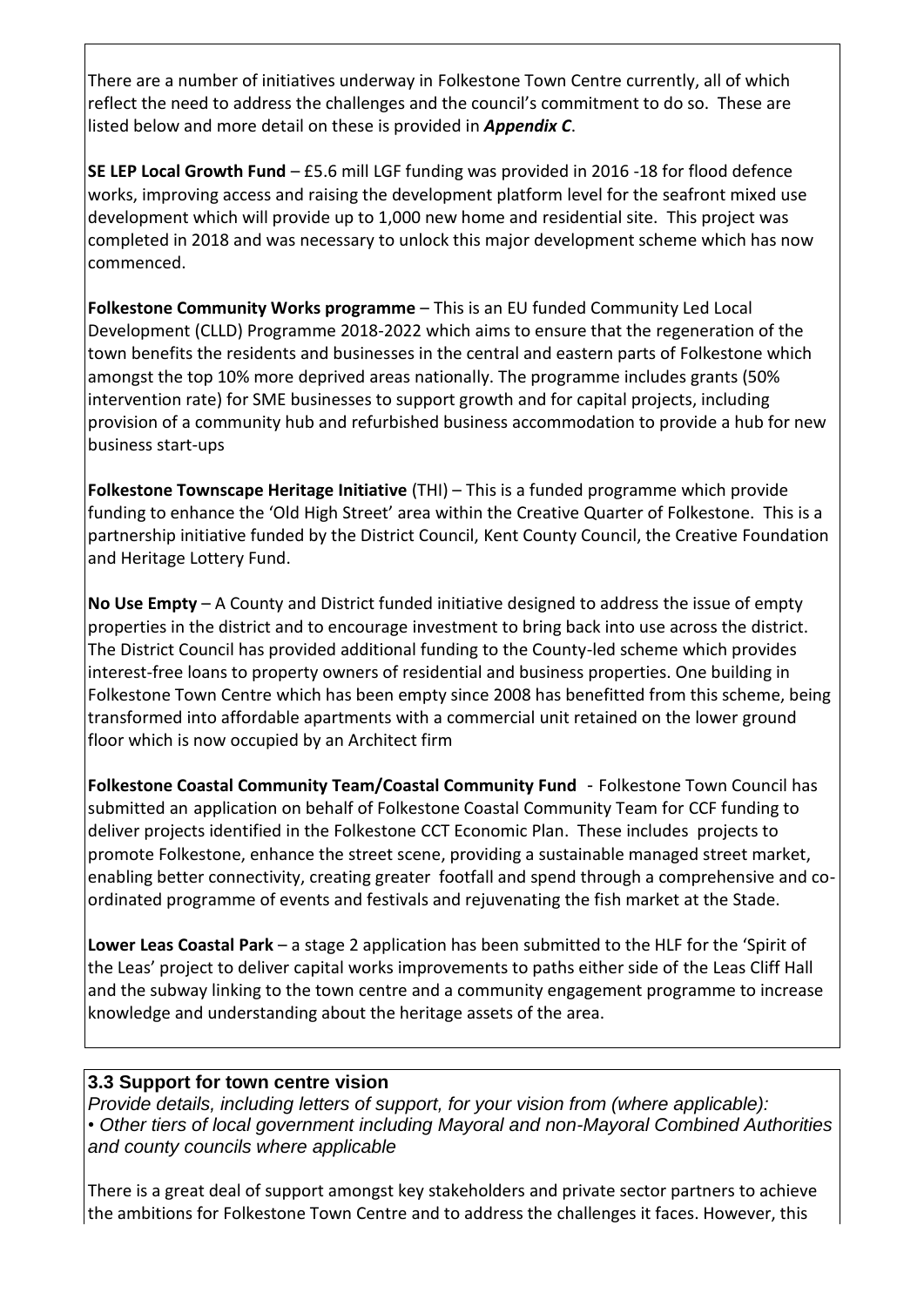There are a number of initiatives underway in Folkestone Town Centre currently, all of which reflect the need to address the challenges and the council's commitment to do so. These are listed below and more detail on these is provided in ***Appendix C***.

**SE LEP Local Growth Fund** – £5.6 mill LGF funding was provided in 2016 -18 for flood defence works, improving access and raising the development platform level for the seafront mixed use development which will provide up to 1,000 new home and residential site. This project was completed in 2018 and was necessary to unlock this major development scheme which has now commenced.

**Folkestone Community Works programme** – This is an EU funded Community Led Local Development (CLLD) Programme 2018-2022 which aims to ensure that the regeneration of the town benefits the residents and businesses in the central and eastern parts of Folkestone which amongst the top 10% more deprived areas nationally. The programme includes grants (50% intervention rate) for SME businesses to support growth and for capital projects, including provision of a community hub and refurbished business accommodation to provide a hub for new business start-ups

**Folkestone Townscape Heritage Initiative** (THI) – This is a funded programme which provide funding to enhance the 'Old High Street' area within the Creative Quarter of Folkestone. This is a partnership initiative funded by the District Council, Kent County Council, the Creative Foundation and Heritage Lottery Fund.

**No Use Empty** – A County and District funded initiative designed to address the issue of empty properties in the district and to encourage investment to bring back into use across the district. The District Council has provided additional funding to the County-led scheme which provides interest-free loans to property owners of residential and business properties. One building in Folkestone Town Centre which has been empty since 2008 has benefitted from this scheme, being transformed into affordable apartments with a commercial unit retained on the lower ground floor which is now occupied by an Architect firm

**Folkestone Coastal Community Team/Coastal Community Fund** - Folkestone Town Council has submitted an application on behalf of Folkestone Coastal Community Team for CCF funding to deliver projects identified in the Folkestone CCT Economic Plan. These includes projects to promote Folkestone, enhance the street scene, providing a sustainable managed street market, enabling better connectivity, creating greater footfall and spend through a comprehensive and co-ordinated programme of events and festivals and rejuvenating the fish market at the Stade.

**Lower Leas Coastal Park** – a stage 2 application has been submitted to the HLF for the 'Spirit of the Leas' project to deliver capital works improvements to paths either side of the Leas Cliff Hall and the subway linking to the town centre and a community engagement programme to increase knowledge and understanding about the heritage assets of the area.

### 3.3 Support for town centre vision

*Provide details, including letters of support, for your vision from (where applicable):*
*• Other tiers of local government including Mayoral and non-Mayoral Combined Authorities and county councils where applicable*

There is a great deal of support amongst key stakeholders and private sector partners to achieve the ambitions for Folkestone Town Centre and to address the challenges it faces. However, this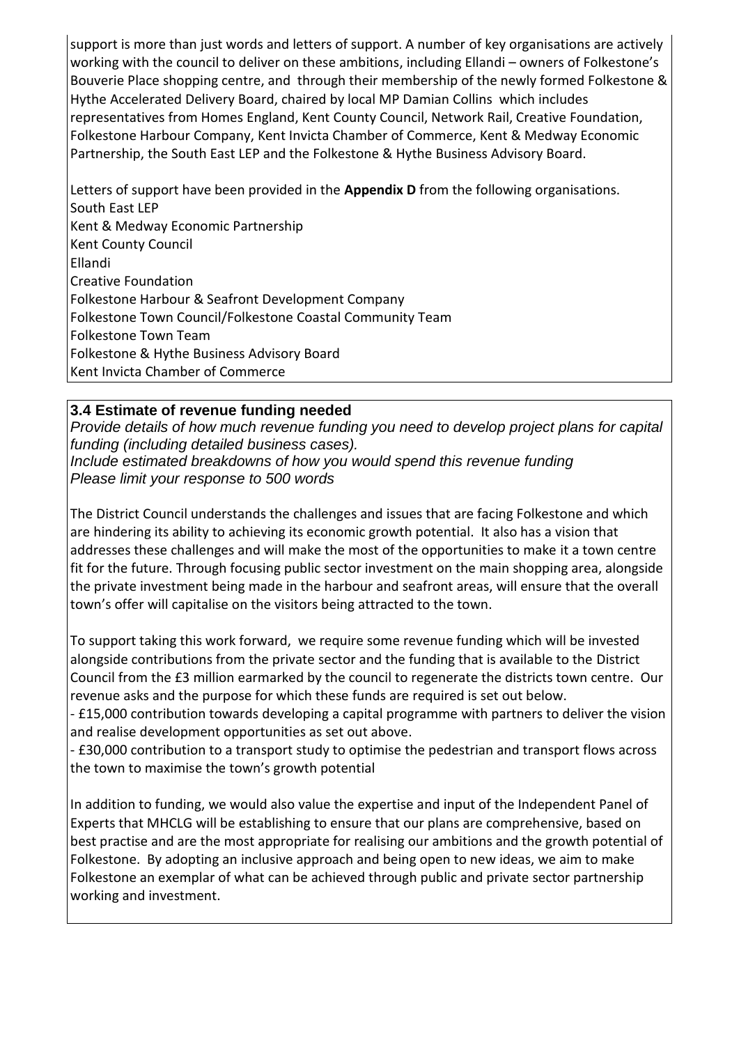support is more than just words and letters of support. A number of key organisations are actively working with the council to deliver on these ambitions, including Ellandi – owners of Folkestone's Bouverie Place shopping centre, and through their membership of the newly formed Folkestone & Hythe Accelerated Delivery Board, chaired by local MP Damian Collins which includes representatives from Homes England, Kent County Council, Network Rail, Creative Foundation, Folkestone Harbour Company, Kent Invicta Chamber of Commerce, Kent & Medway Economic Partnership, the South East LEP and the Folkestone & Hythe Business Advisory Board.

Letters of support have been provided in the **Appendix D** from the following organisations.
South East LEP
Kent & Medway Economic Partnership
Kent County Council
Ellandi
Creative Foundation
Folkestone Harbour & Seafront Development Company
Folkestone Town Council/Folkestone Coastal Community Team
Folkestone Town Team
Folkestone & Hythe Business Advisory Board
Kent Invicta Chamber of Commerce

### 3.4 Estimate of revenue funding needed

*Provide details of how much revenue funding you need to develop project plans for capital funding (including detailed business cases).*
*Include estimated breakdowns of how you would spend this revenue funding*
*Please limit your response to 500 words*

The District Council understands the challenges and issues that are facing Folkestone and which are hindering its ability to achieving its economic growth potential. It also has a vision that addresses these challenges and will make the most of the opportunities to make it a town centre fit for the future. Through focusing public sector investment on the main shopping area, alongside the private investment being made in the harbour and seafront areas, will ensure that the overall town's offer will capitalise on the visitors being attracted to the town.

To support taking this work forward, we require some revenue funding which will be invested alongside contributions from the private sector and the funding that is available to the District Council from the £3 million earmarked by the council to regenerate the districts town centre. Our revenue asks and the purpose for which these funds are required is set out below.
- £15,000 contribution towards developing a capital programme with partners to deliver the vision and realise development opportunities as set out above.
- £30,000 contribution to a transport study to optimise the pedestrian and transport flows across the town to maximise the town's growth potential

In addition to funding, we would also value the expertise and input of the Independent Panel of Experts that MHCLG will be establishing to ensure that our plans are comprehensive, based on best practise and are the most appropriate for realising our ambitions and the growth potential of Folkestone. By adopting an inclusive approach and being open to new ideas, we aim to make Folkestone an exemplar of what can be achieved through public and private sector partnership working and investment.